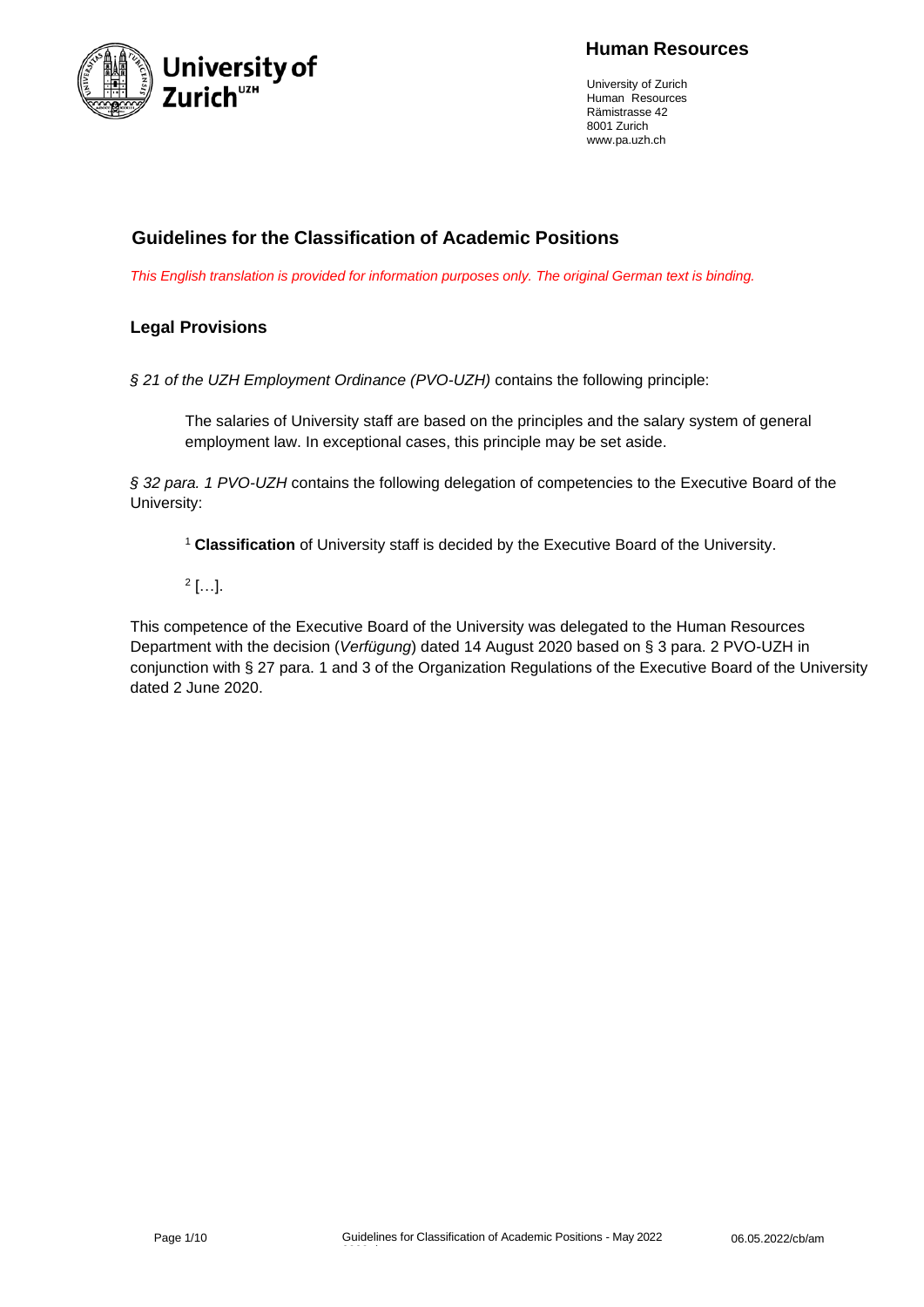## Human Resources

University of Zurich
Human Resources
Rämistrasse 42
8001 Zurich
www.pa.uzh.ch

# Guidelines for the Classification of Academic Positions

*This English translation is provided for information purposes only. The original German text is binding.*

## Legal Provisions

*§ 21 of the UZH Employment Ordinance (PVO-UZH)* contains the following principle:

> The salaries of University staff are based on the principles and the salary system of general employment law. In exceptional cases, this principle may be set aside.

*§ 32 para. 1 PVO-UZH* contains the following delegation of competencies to the Executive Board of the University:

> [1] **Classification** of University staff is decided by the Executive Board of the University.
>
> [2] […].

This competence of the Executive Board of the University was delegated to the Human Resources Department with the decision (*Verfügung*) dated 14 August 2020 based on § 3 para. 2 PVO-UZH in conjunction with § 27 para. 1 and 3 of the Organization Regulations of the Executive Board of the University dated 2 June 2020.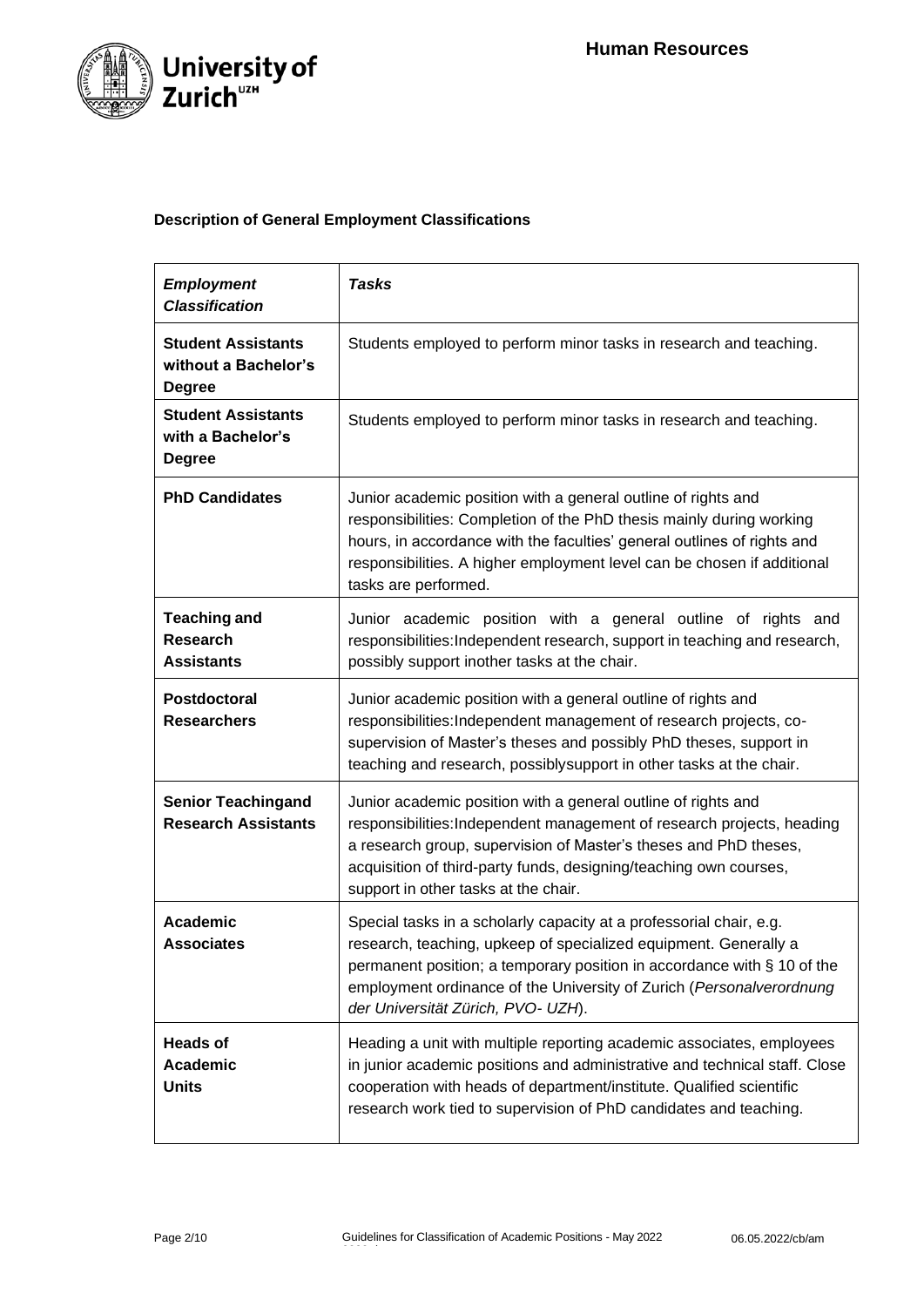**Description of General Employment Classifications**

| *Employment Classification* | *Tasks* |
|---|---|
| **Student Assistants without a Bachelor's Degree** | Students employed to perform minor tasks in research and teaching. |
| **Student Assistants with a Bachelor's Degree** | Students employed to perform minor tasks in research and teaching. |
| **PhD Candidates** | Junior academic position with a general outline of rights and responsibilities: Completion of the PhD thesis mainly during working hours, in accordance with the faculties' general outlines of rights and responsibilities. A higher employment level can be chosen if additional tasks are performed. |
| **Teaching and Research Assistants** | Junior academic position with a general outline of rights and responsibilities:Independent research, support in teaching and research, possibly support inother tasks at the chair. |
| **Postdoctoral Researchers** | Junior academic position with a general outline of rights and responsibilities:Independent management of research projects, co-supervision of Master's theses and possibly PhD theses, support in teaching and research, possiblysupport in other tasks at the chair. |
| **Senior Teachingand Research Assistants** | Junior academic position with a general outline of rights and responsibilities:Independent management of research projects, heading a research group, supervision of Master's theses and PhD theses, acquisition of third-party funds, designing/teaching own courses, support in other tasks at the chair. |
| **Academic Associates** | Special tasks in a scholarly capacity at a professorial chair, e.g. research, teaching, upkeep of specialized equipment. Generally a permanent position; a temporary position in accordance with § 10 of the employment ordinance of the University of Zurich (*Personalverordnung der Universität Zürich, PVO- UZH*). |
| **Heads of Academic Units** | Heading a unit with multiple reporting academic associates, employees in junior academic positions and administrative and technical staff. Close cooperation with heads of department/institute. Qualified scientific research work tied to supervision of PhD candidates and teaching. |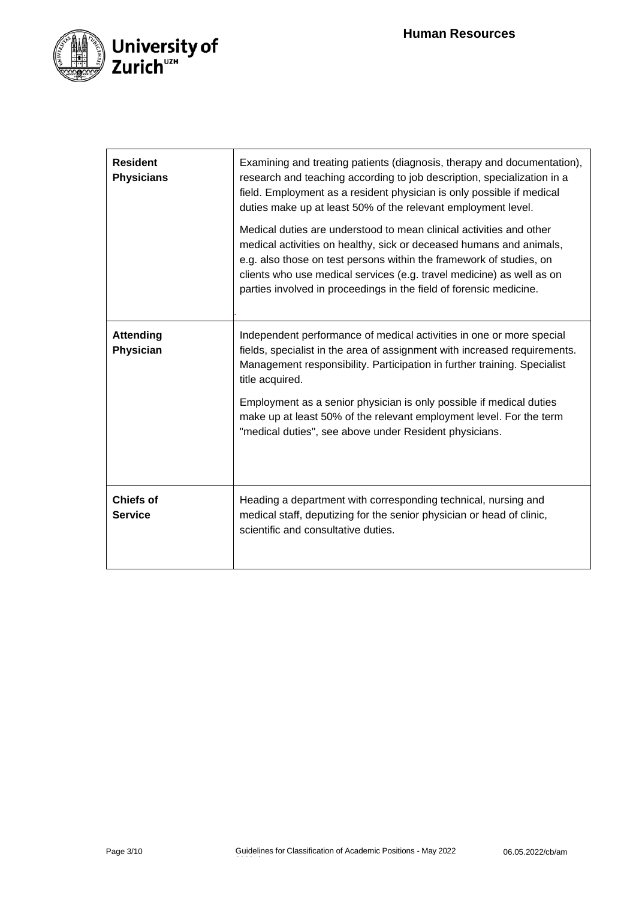| | |
|---|---|
| **Resident Physicians** | Examining and treating patients (diagnosis, therapy and documentation), research and teaching according to job description, specialization in a field. Employment as a resident physician is only possible if medical duties make up at least 50% of the relevant employment level.<br><br>Medical duties are understood to mean clinical activities and other medical activities on healthy, sick or deceased humans and animals, e.g. also those on test persons within the framework of studies, on clients who use medical services (e.g. travel medicine) as well as on parties involved in proceedings in the field of forensic medicine. |
| **Attending Physician** | Independent performance of medical activities in one or more special fields, specialist in the area of assignment with increased requirements. Management responsibility. Participation in further training. Specialist title acquired.<br><br>Employment as a senior physician is only possible if medical duties make up at least 50% of the relevant employment level. For the term "medical duties", see above under Resident physicians. |
| **Chiefs of Service** | Heading a department with corresponding technical, nursing and medical staff, deputizing for the senior physician or head of clinic, scientific and consultative duties. |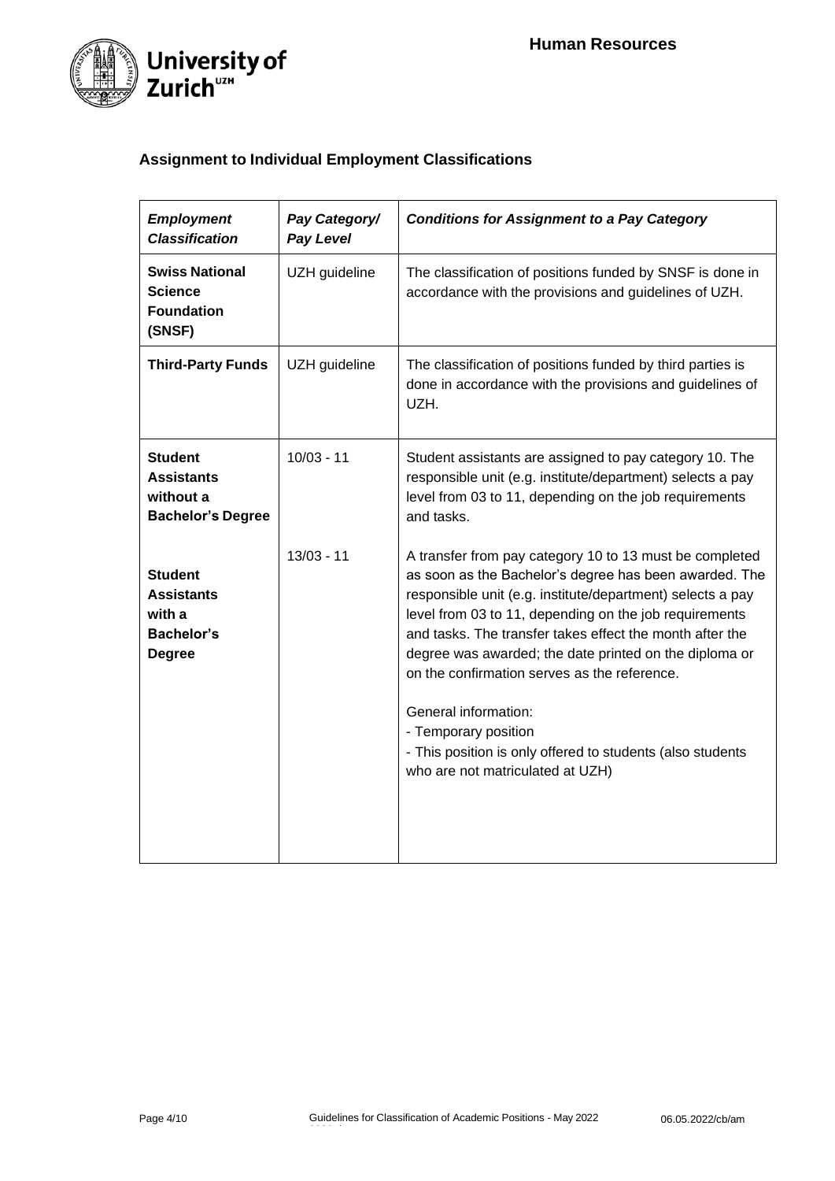## Assignment to Individual Employment Classifications

| *Employment Classification* | *Pay Category/ Pay Level* | *Conditions for Assignment to a Pay Category* |
|---|---|---|
| **Swiss National Science Foundation (SNSF)** | UZH guideline | The classification of positions funded by SNSF is done in accordance with the provisions and guidelines of UZH. |
| **Third-Party Funds** | UZH guideline | The classification of positions funded by third parties is done in accordance with the provisions and guidelines of UZH. |
| **Student Assistants without a Bachelor's Degree** | 10/03 - 11 | Student assistants are assigned to pay category 10. The responsible unit (e.g. institute/department) selects a pay level from 03 to 11, depending on the job requirements and tasks. |
| **Student Assistants with a Bachelor's Degree** | 13/03 - 11 | A transfer from pay category 10 to 13 must be completed as soon as the Bachelor's degree has been awarded. The responsible unit (e.g. institute/department) selects a pay level from 03 to 11, depending on the job requirements and tasks. The transfer takes effect the month after the degree was awarded; the date printed on the diploma or on the confirmation serves as the reference.<br><br>General information:<br>- Temporary position<br>- This position is only offered to students (also students who are not matriculated at UZH) |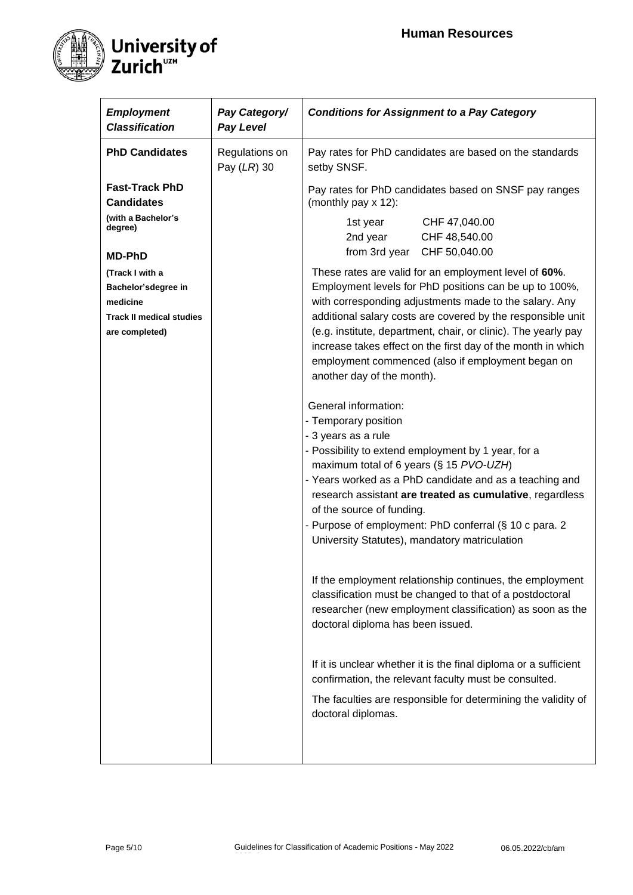| *Employment Classification* | *Pay Category/ Pay Level* | *Conditions for Assignment to a Pay Category* |
|---|---|---|
| **PhD Candidates**<br><br>**Fast-Track PhD Candidates**<br>**(with a Bachelor's degree)**<br><br>**MD-PhD**<br>**(Track I with a Bachelor'sdegree in medicine**<br>**Track II medical studies are completed)** | Regulations on Pay (*LR*) 30 | Pay rates for PhD candidates are based on the standards setby SNSF.<br><br>Pay rates for PhD candidates based on SNSF pay ranges (monthly pay x 12):<br>1st year CHF 47,040.00<br>2nd year CHF 48,540.00<br>from 3rd year CHF 50,040.00<br><br>These rates are valid for an employment level of **60%**. Employment levels for PhD positions can be up to 100%, with corresponding adjustments made to the salary. Any additional salary costs are covered by the responsible unit (e.g. institute, department, chair, or clinic). The yearly pay increase takes effect on the first day of the month in which employment commenced (also if employment began on another day of the month).<br><br>General information:<br>- Temporary position<br>- 3 years as a rule<br>- Possibility to extend employment by 1 year, for a maximum total of 6 years (§ 15 *PVO-UZH*)<br>- Years worked as a PhD candidate and as a teaching and research assistant **are treated as cumulative**, regardless of the source of funding.<br>- Purpose of employment: PhD conferral (§ 10 c para. 2 University Statutes), mandatory matriculation<br><br>If the employment relationship continues, the employment classification must be changed to that of a postdoctoral researcher (new employment classification) as soon as the doctoral diploma has been issued.<br><br>If it is unclear whether it is the final diploma or a sufficient confirmation, the relevant faculty must be consulted.<br><br>The faculties are responsible for determining the validity of doctoral diplomas. |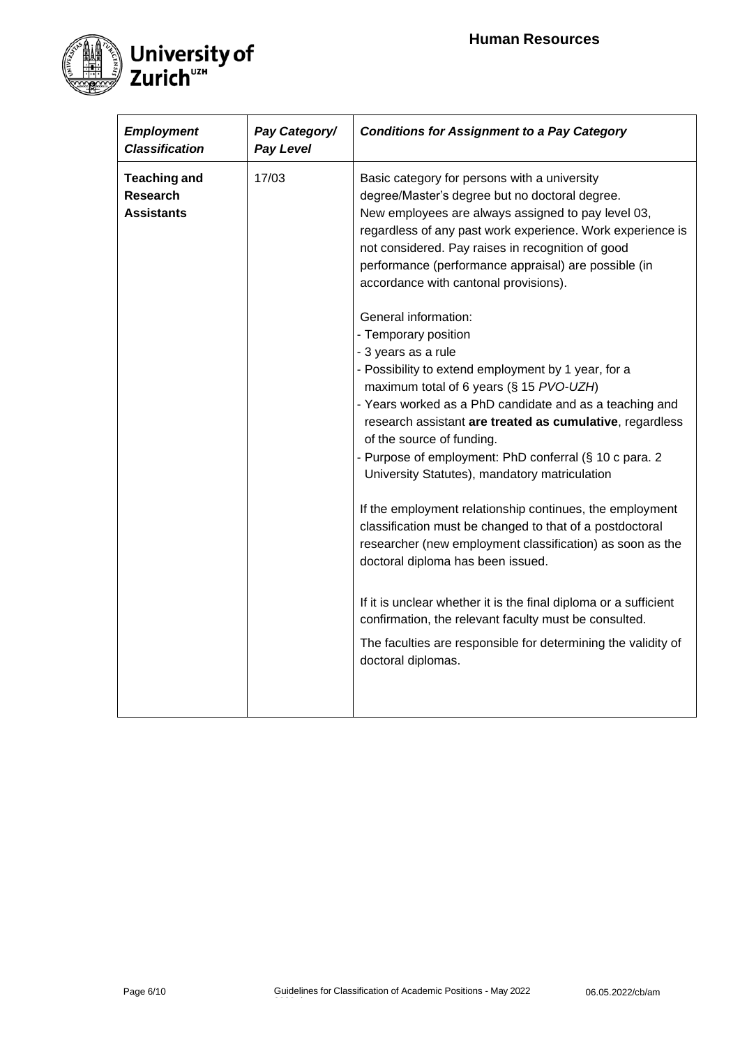| *Employment Classification* | *Pay Category/ Pay Level* | *Conditions for Assignment to a Pay Category* |
|---|---|---|
| **Teaching and Research Assistants** | 17/03 | Basic category for persons with a university degree/Master's degree but no doctoral degree.<br>New employees are always assigned to pay level 03, regardless of any past work experience. Work experience is not considered. Pay raises in recognition of good performance (performance appraisal) are possible (in accordance with cantonal provisions).<br><br>General information:<br>- Temporary position<br>- 3 years as a rule<br>- Possibility to extend employment by 1 year, for a maximum total of 6 years (§ 15 *PVO-UZH*)<br>- Years worked as a PhD candidate and as a teaching and research assistant **are treated as cumulative**, regardless of the source of funding.<br>- Purpose of employment: PhD conferral (§ 10 c para. 2 University Statutes), mandatory matriculation<br><br>If the employment relationship continues, the employment classification must be changed to that of a postdoctoral researcher (new employment classification) as soon as the doctoral diploma has been issued.<br><br>If it is unclear whether it is the final diploma or a sufficient confirmation, the relevant faculty must be consulted.<br>The faculties are responsible for determining the validity of doctoral diplomas. |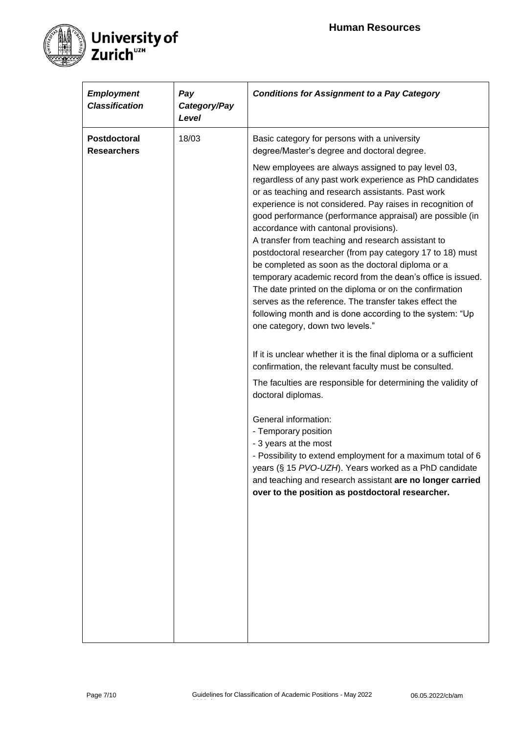| *Employment Classification* | *Pay Category/Pay Level* | *Conditions for Assignment to a Pay Category* |
|---|---|---|
| **Postdoctoral Researchers** | 18/03 | Basic category for persons with a university degree/Master's degree and doctoral degree.<br><br>New employees are always assigned to pay level 03, regardless of any past work experience as PhD candidates or as teaching and research assistants. Past work experience is not considered. Pay raises in recognition of good performance (performance appraisal) are possible (in accordance with cantonal provisions).<br>A transfer from teaching and research assistant to postdoctoral researcher (from pay category 17 to 18) must be completed as soon as the doctoral diploma or a temporary academic record from the dean's office is issued. The date printed on the diploma or on the confirmation serves as the reference. The transfer takes effect the following month and is done according to the system: "Up one category, down two levels."<br><br>If it is unclear whether it is the final diploma or a sufficient confirmation, the relevant faculty must be consulted.<br><br>The faculties are responsible for determining the validity of doctoral diplomas.<br><br>General information:<br>- Temporary position<br>- 3 years at the most<br>- Possibility to extend employment for a maximum total of 6 years (§ 15 *PVO-UZH*). Years worked as a PhD candidate and teaching and research assistant **are no longer carried over to the position as postdoctoral researcher.** |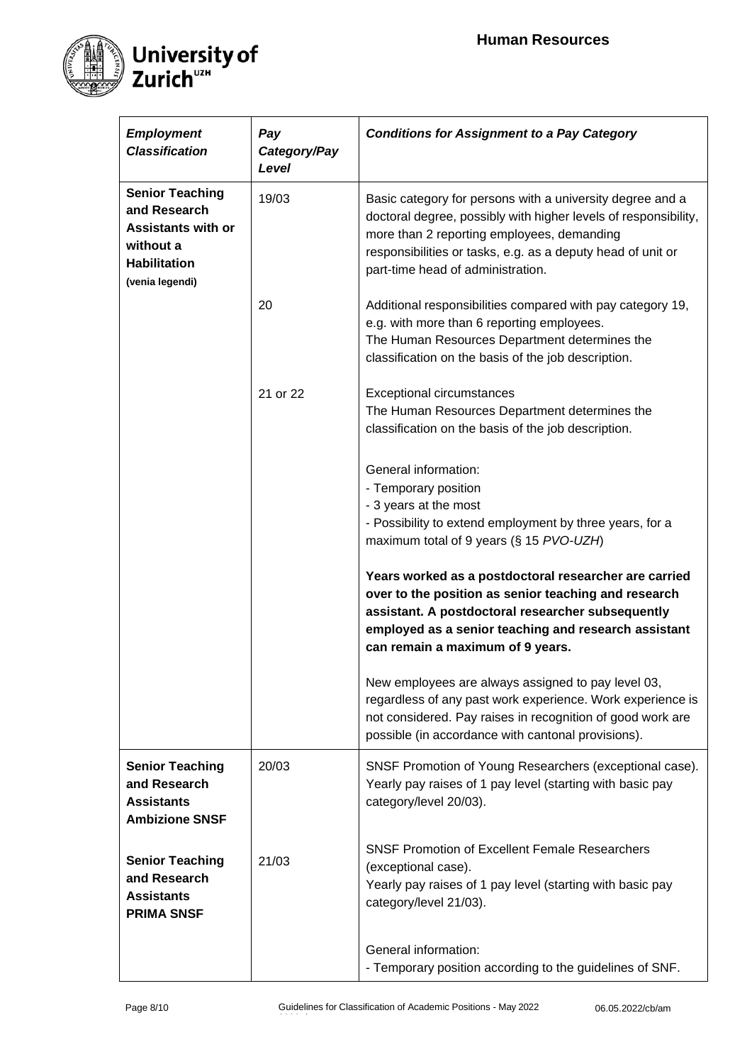| *Employment Classification* | *Pay Category/Pay Level* | *Conditions for Assignment to a Pay Category* |
|---|---|---|
| **Senior Teaching and Research Assistants with or without a Habilitation (venia legendi)** | 19/03 | Basic category for persons with a university degree and a doctoral degree, possibly with higher levels of responsibility, more than 2 reporting employees, demanding responsibilities or tasks, e.g. as a deputy head of unit or part-time head of administration. |
| | 20 | Additional responsibilities compared with pay category 19, e.g. with more than 6 reporting employees.<br>The Human Resources Department determines the classification on the basis of the job description. |
| | 21 or 22 | Exceptional circumstances<br>The Human Resources Department determines the classification on the basis of the job description.<br><br>General information:<br>- Temporary position<br>- 3 years at the most<br>- Possibility to extend employment by three years, for a maximum total of 9 years (§ 15 *PVO-UZH*)<br><br>**Years worked as a postdoctoral researcher are carried over to the position as senior teaching and research assistant. A postdoctoral researcher subsequently employed as a senior teaching and research assistant can remain a maximum of 9 years.**<br><br>New employees are always assigned to pay level 03, regardless of any past work experience. Work experience is not considered. Pay raises in recognition of good work are possible (in accordance with cantonal provisions). |
| **Senior Teaching and Research Assistants Ambizione SNSF** | 20/03 | SNSF Promotion of Young Researchers (exceptional case).<br>Yearly pay raises of 1 pay level (starting with basic pay category/level 20/03). |
| **Senior Teaching and Research Assistants PRIMA SNSF** | 21/03 | SNSF Promotion of Excellent Female Researchers (exceptional case).<br>Yearly pay raises of 1 pay level (starting with basic pay category/level 21/03).<br><br>General information:<br>- Temporary position according to the guidelines of SNF. |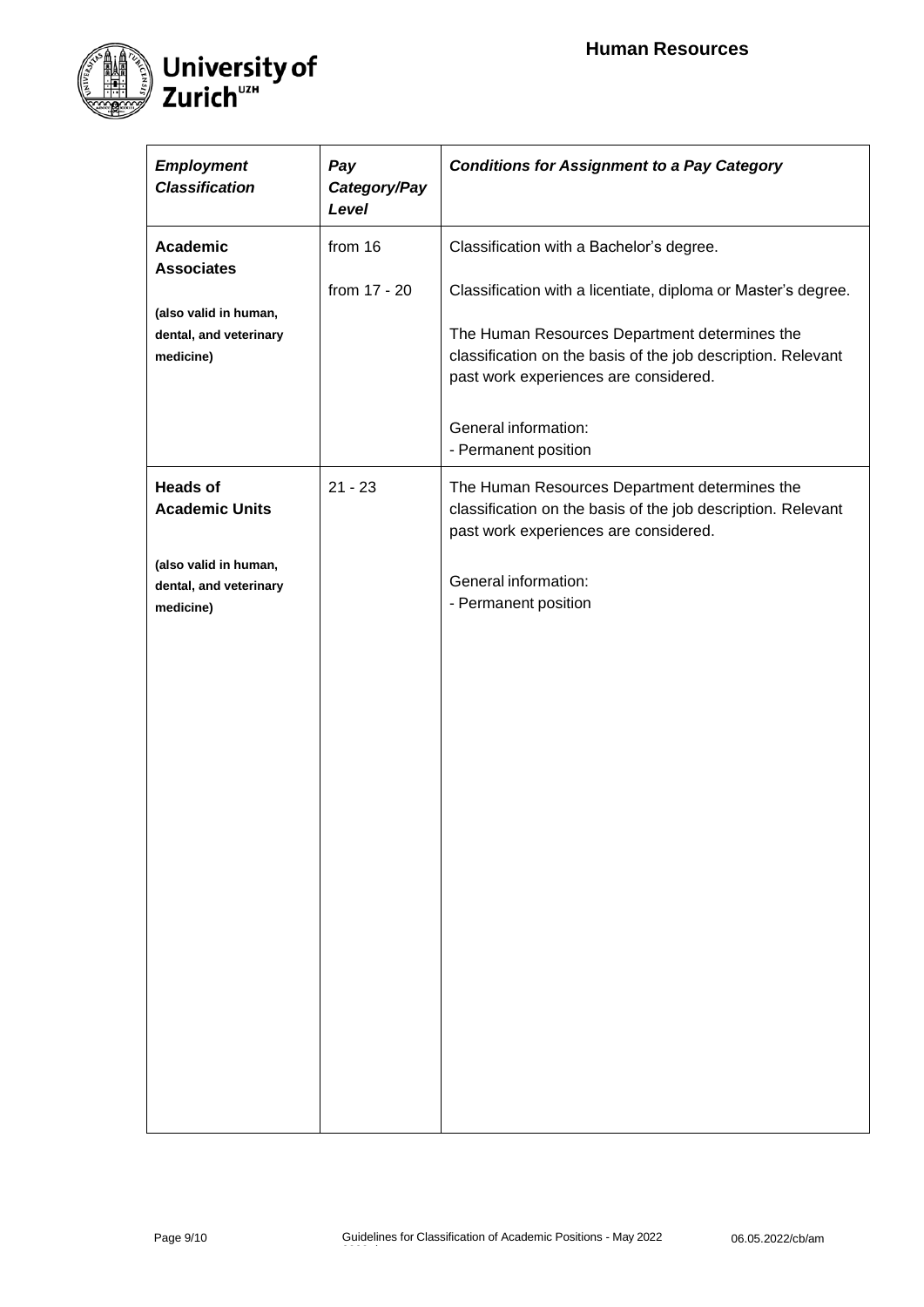| *Employment Classification* | *Pay Category/Pay Level* | *Conditions for Assignment to a Pay Category* |
|---|---|---|
| **Academic Associates**<br><br>**(also valid in human, dental, and veterinary medicine)** | from 16<br><br>from 17 - 20 | Classification with a Bachelor's degree.<br><br>Classification with a licentiate, diploma or Master's degree.<br><br>The Human Resources Department determines the classification on the basis of the job description. Relevant past work experiences are considered.<br><br>General information:<br>- Permanent position |
| **Heads of Academic Units**<br><br>**(also valid in human, dental, and veterinary medicine)** | 21 - 23 | The Human Resources Department determines the classification on the basis of the job description. Relevant past work experiences are considered.<br><br>General information:<br>- Permanent position |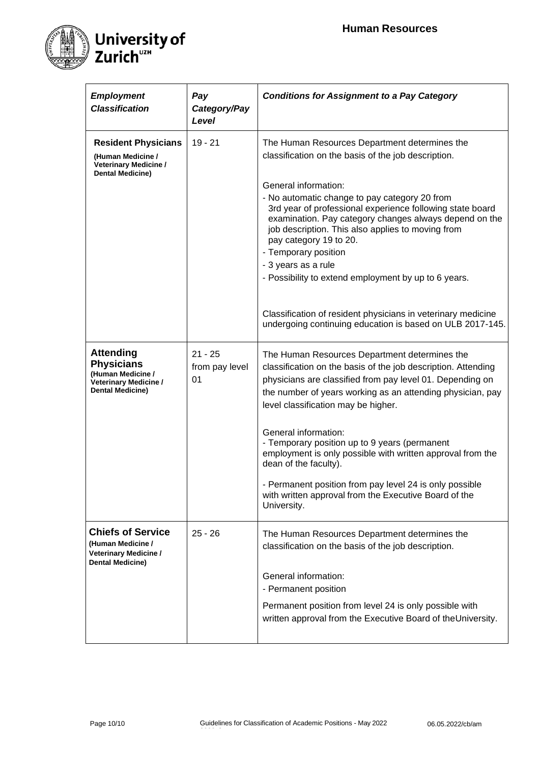| *Employment Classification* | *Pay Category/Pay Level* | *Conditions for Assignment to a Pay Category* |
|---|---|---|
| **Resident Physicians** **(Human Medicine / Veterinary Medicine / Dental Medicine)** | 19 - 21 | The Human Resources Department determines the classification on the basis of the job description.<br><br>General information:<br>- No automatic change to pay category 20 from 3rd year of professional experience following state board examination. Pay category changes always depend on the job description. This also applies to moving from pay category 19 to 20.<br>- Temporary position<br>- 3 years as a rule<br>- Possibility to extend employment by up to 6 years.<br><br>Classification of resident physicians in veterinary medicine undergoing continuing education is based on ULB 2017-145. |
| **Attending Physicians** **(Human Medicine / Veterinary Medicine / Dental Medicine)** | 21 - 25 from pay level 01 | The Human Resources Department determines the classification on the basis of the job description. Attending physicians are classified from pay level 01. Depending on the number of years working as an attending physician, pay level classification may be higher.<br><br>General information:<br>- Temporary position up to 9 years (permanent employment is only possible with written approval from the dean of the faculty).<br><br>- Permanent position from pay level 24 is only possible with written approval from the Executive Board of the University. |
| **Chiefs of Service** **(Human Medicine / Veterinary Medicine / Dental Medicine)** | 25 - 26 | The Human Resources Department determines the classification on the basis of the job description.<br><br>General information:<br>- Permanent position<br><br>Permanent position from level 24 is only possible with written approval from the Executive Board of theUniversity. |